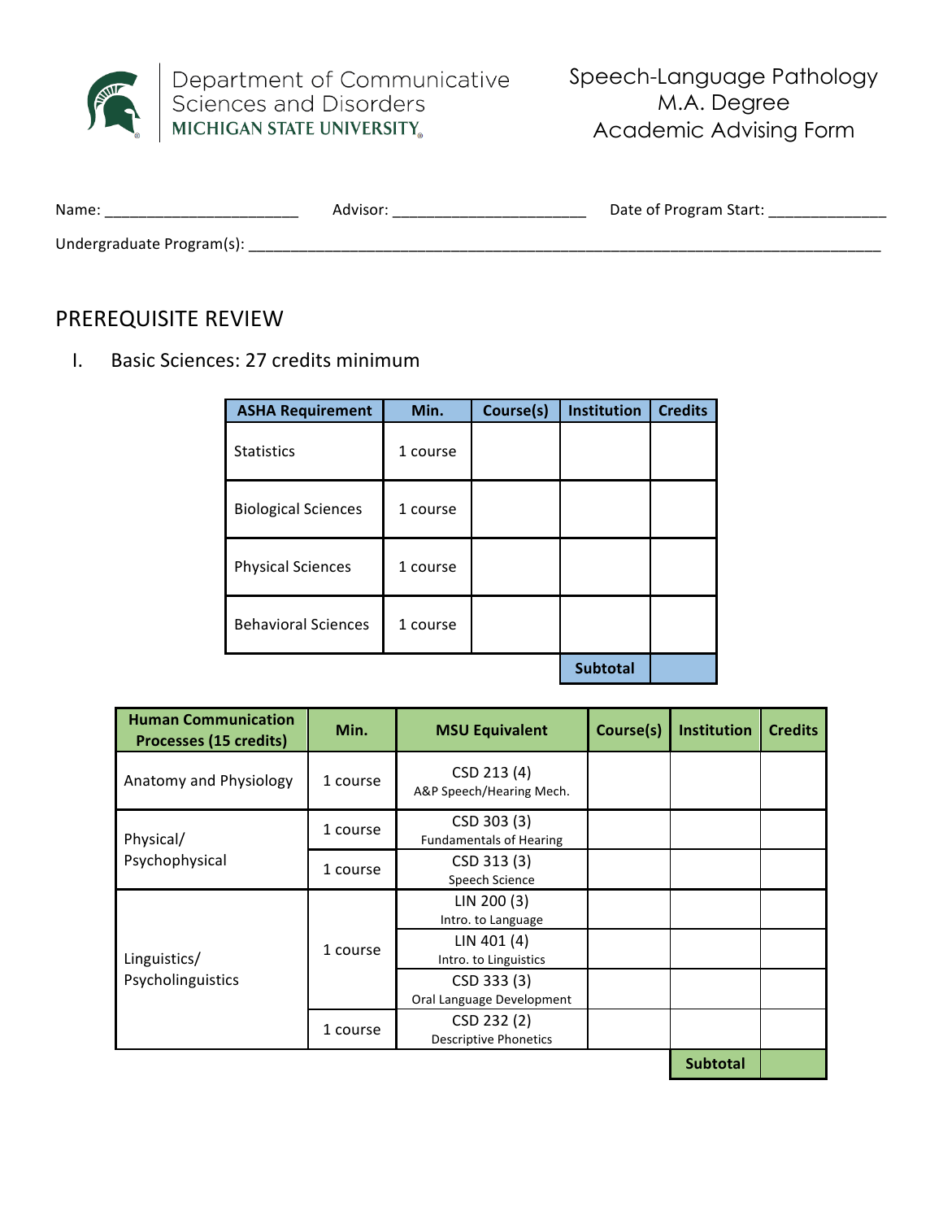Department of Communicative Sciences and Disorders
MICHIGAN STATE UNIVERSITY

# Speech-Language Pathology M.A. Degree Academic Advising Form

Name: ______________________ Advisor: ______________________ Date of Program Start: _____________

Undergraduate Program(s): ____________________________________________________________________________

## PREREQUISITE REVIEW

### I. Basic Sciences: 27 credits minimum

| ASHA Requirement | Min. | Course(s) | Institution | Credits |
|---|---|---|---|---|
| Statistics | 1 course | | | |
| Biological Sciences | 1 course | | | |
| Physical Sciences | 1 course | | | |
| Behavioral Sciences | 1 course | | | |
| | | | **Subtotal** | |

| Human Communication Processes (15 credits) | Min. | MSU Equivalent | Course(s) | Institution | Credits |
|---|---|---|---|---|---|
| Anatomy and Physiology | 1 course | CSD 213 (4) A&P Speech/Hearing Mech. | | | |
| Physical/ Psychophysical | 1 course | CSD 303 (3) Fundamentals of Hearing | | | |
| | 1 course | CSD 313 (3) Speech Science | | | |
| Linguistics/ Psycholinguistics | 1 course | LIN 200 (3) Intro. to Language | | | |
| | | LIN 401 (4) Intro. to Linguistics | | | |
| | | CSD 333 (3) Oral Language Development | | | |
| | 1 course | CSD 232 (2) Descriptive Phonetics | | | |
| | | | | **Subtotal** | |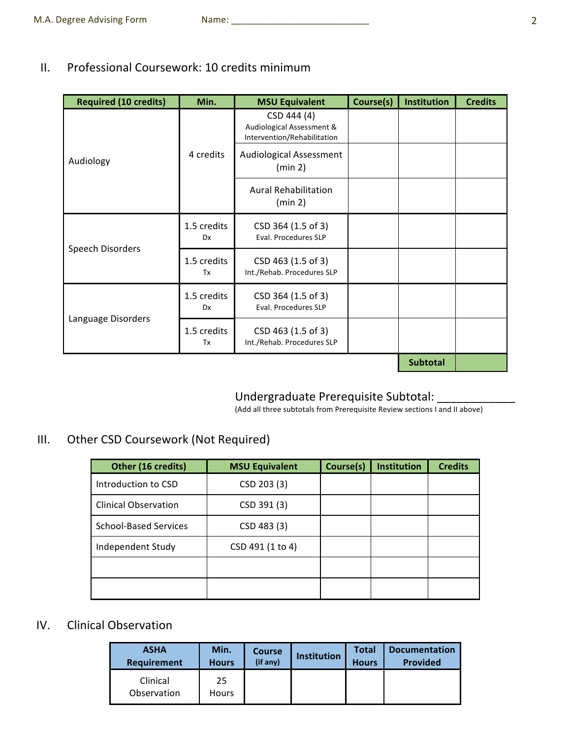## II. Professional Coursework: 10 credits minimum

| Required (10 credits) | Min. | MSU Equivalent | Course(s) | Institution | Credits |
|---|---|---|---|---|---|
| Audiology | 4 credits | CSD 444 (4) Audiological Assessment & Intervention/Rehabilitation | | | |
| | | Audiological Assessment (min 2) | | | |
| | | Aural Rehabilitation (min 2) | | | |
| Speech Disorders | 1.5 credits Dx | CSD 364 (1.5 of 3) Eval. Procedures SLP | | | |
| | 1.5 credits Tx | CSD 463 (1.5 of 3) Int./Rehab. Procedures SLP | | | |
| Language Disorders | 1.5 credits Dx | CSD 364 (1.5 of 3) Eval. Procedures SLP | | | |
| | 1.5 credits Tx | CSD 463 (1.5 of 3) Int./Rehab. Procedures SLP | | | |
| | | | | **Subtotal** | |

Undergraduate Prerequisite Subtotal: ____________

(Add all three subtotals from Prerequisite Review sections I and II above)

## III. Other CSD Coursework (Not Required)

| Other (16 credits) | MSU Equivalent | Course(s) | Institution | Credits |
|---|---|---|---|---|
| Introduction to CSD | CSD 203 (3) | | | |
| Clinical Observation | CSD 391 (3) | | | |
| School-Based Services | CSD 483 (3) | | | |
| Independent Study | CSD 491 (1 to 4) | | | |
| | | | | |
| | | | | |

## IV. Clinical Observation

| ASHA Requirement | Min. Hours | Course (if any) | Institution | Total Hours | Documentation Provided |
|---|---|---|---|---|---|
| Clinical Observation | 25 Hours | | | | |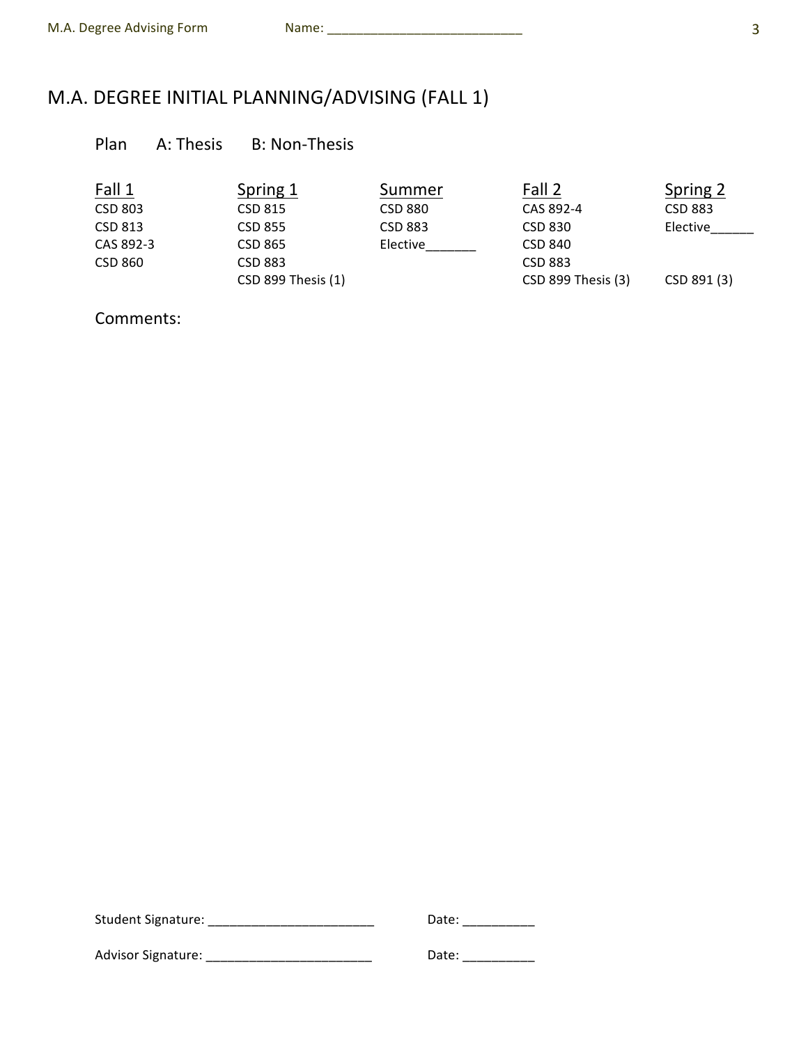# M.A. DEGREE INITIAL PLANNING/ADVISING (FALL 1)

Plan A: Thesis B: Non-Thesis

| Fall 1 | Spring 1 | Summer | Fall 2 | Spring 2 |
|---|---|---|---|---|
| CSD 803 | CSD 815 | CSD 880 | CAS 892-4 | CSD 883 |
| CSD 813 | CSD 855 | CSD 883 | CSD 830 | Elective______ |
| CAS 892-3 | CSD 865 | Elective_______ | CSD 840 | |
| CSD 860 | CSD 883 | | CSD 883 | |
| | CSD 899 Thesis (1) | | CSD 899 Thesis (3) | CSD 891 (3) |

Comments:

Student Signature: _______________________ Date: __________

Advisor Signature: _______________________ Date: __________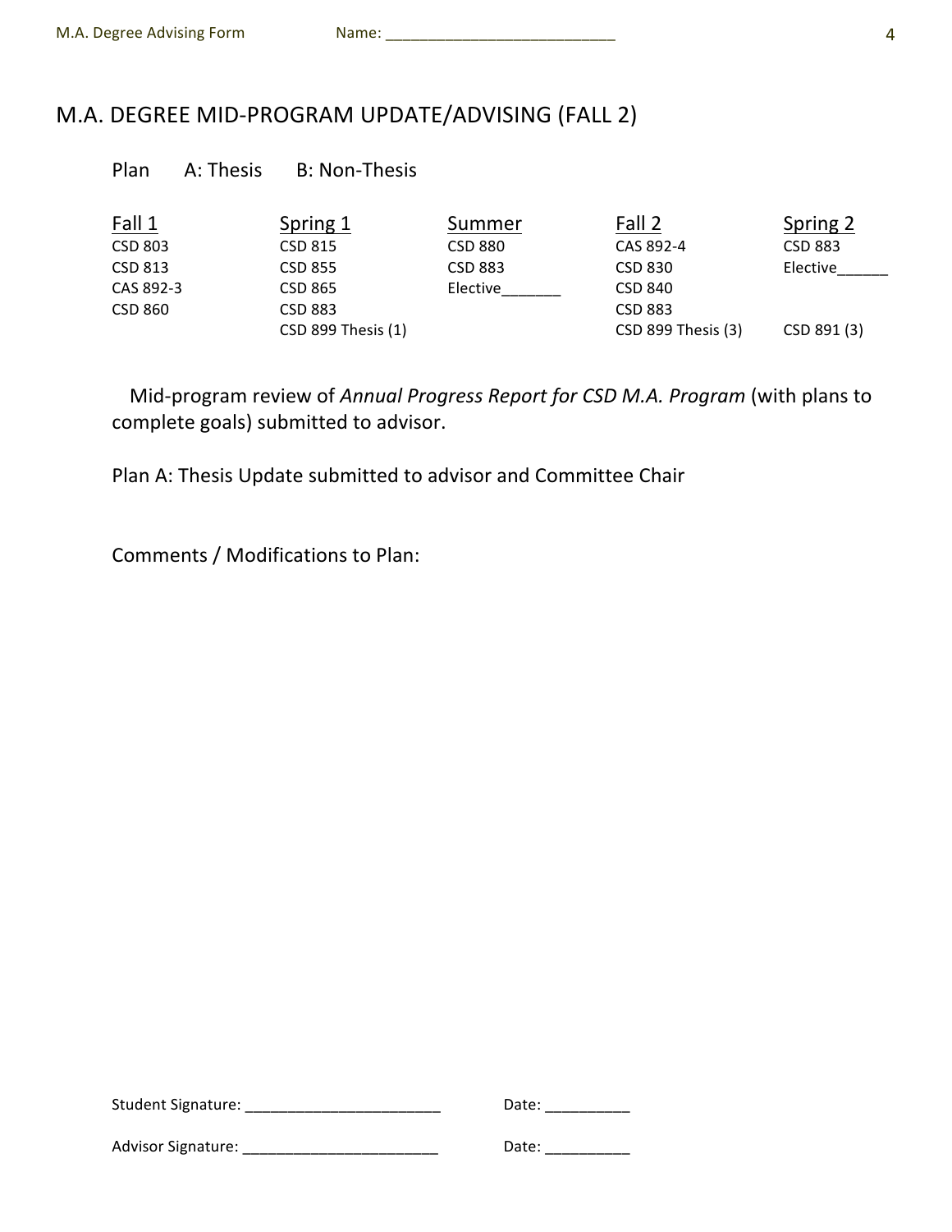## M.A. DEGREE MID-PROGRAM UPDATE/ADVISING (FALL 2)

Plan    A: Thesis    B: Non-Thesis

| Fall 1 | Spring 1 | Summer | Fall 2 | Spring 2 |
|---|---|---|---|---|
| CSD 803 | CSD 815 | CSD 880 | CAS 892-4 | CSD 883 |
| CSD 813 | CSD 855 | CSD 883 | CSD 830 | Elective______ |
| CAS 892-3 | CSD 865 | Elective_______ | CSD 840 | |
| CSD 860 | CSD 883 | | CSD 883 | |
| | CSD 899 Thesis (1) | | CSD 899 Thesis (3) | CSD 891 (3) |

Mid-program review of *Annual Progress Report for CSD M.A. Program* (with plans to complete goals) submitted to advisor.

Plan A: Thesis Update submitted to advisor and Committee Chair

Comments / Modifications to Plan:

Student Signature: _______________________    Date: __________

Advisor Signature: _______________________    Date: __________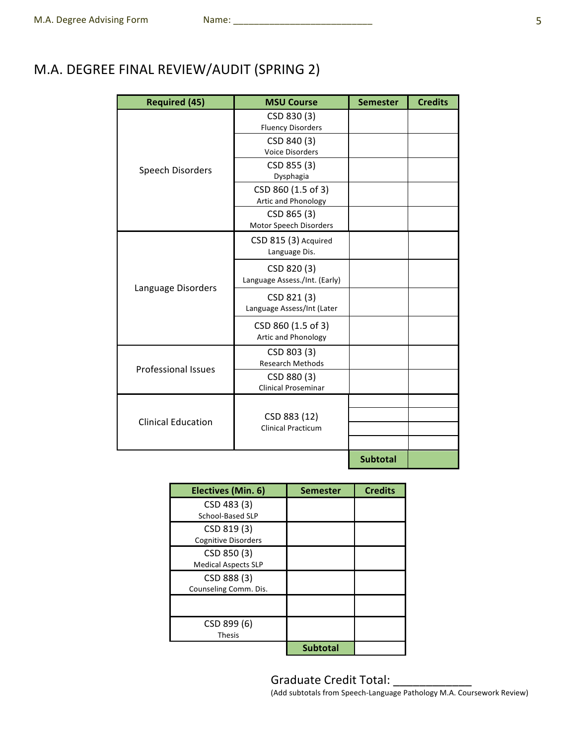Name: ___________________________

# M.A. DEGREE FINAL REVIEW/AUDIT (SPRING 2)

| Required (45) | MSU Course | Semester | Credits |
|---|---|---|---|
| Speech Disorders | CSD 830 (3) Fluency Disorders | | |
| | CSD 840 (3) Voice Disorders | | |
| | CSD 855 (3) Dysphagia | | |
| | CSD 860 (1.5 of 3) Artic and Phonology | | |
| | CSD 865 (3) Motor Speech Disorders | | |
| Language Disorders | CSD 815 (3) Acquired Language Dis. | | |
| | CSD 820 (3) Language Assess./Int. (Early) | | |
| | CSD 821 (3) Language Assess/Int (Later | | |
| | CSD 860 (1.5 of 3) Artic and Phonology | | |
| Professional Issues | CSD 803 (3) Research Methods | | |
| | CSD 880 (3) Clinical Proseminar | | |
| Clinical Education | CSD 883 (12) Clinical Practicum | | |
| | | | |
| | | | |
| | | | |
| | | **Subtotal** | |

| Electives (Min. 6) | Semester | Credits |
|---|---|---|
| CSD 483 (3) School-Based SLP | | |
| CSD 819 (3) Cognitive Disorders | | |
| CSD 850 (3) Medical Aspects SLP | | |
| CSD 888 (3) Counseling Comm. Dis. | | |
| | | |
| CSD 899 (6) Thesis | | |
| | **Subtotal** | |

Graduate Credit Total: _____________

(Add subtotals from Speech-Language Pathology M.A. Coursework Review)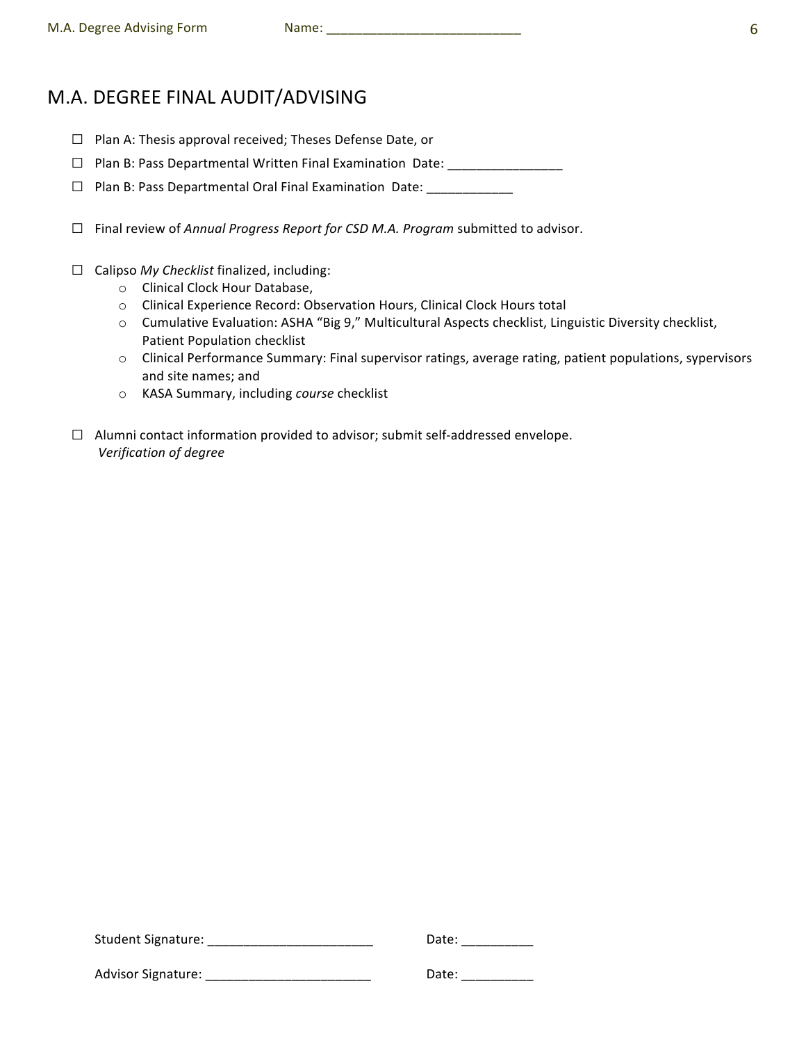# M.A. DEGREE FINAL AUDIT/ADVISING

- ☐ Plan A: Thesis approval received; Theses Defense Date, or
- ☐ Plan B: Pass Departmental Written Final Examination Date: ________________
- ☐ Plan B: Pass Departmental Oral Final Examination Date: ____________

- ☐ Final review of *Annual Progress Report for CSD M.A. Program* submitted to advisor.

- ☐ Calipso *My Checklist* finalized, including:
  - Clinical Clock Hour Database,
  - Clinical Experience Record: Observation Hours, Clinical Clock Hours total
  - Cumulative Evaluation: ASHA "Big 9," Multicultural Aspects checklist, Linguistic Diversity checklist, Patient Population checklist
  - Clinical Performance Summary: Final supervisor ratings, average rating, patient populations, sypervisors and site names; and
  - KASA Summary, including *course* checklist

- ☐ Alumni contact information provided to advisor; submit self-addressed envelope.
  *Verification of degree*

Student Signature: ________________________ Date: __________

Advisor Signature: ________________________ Date: __________